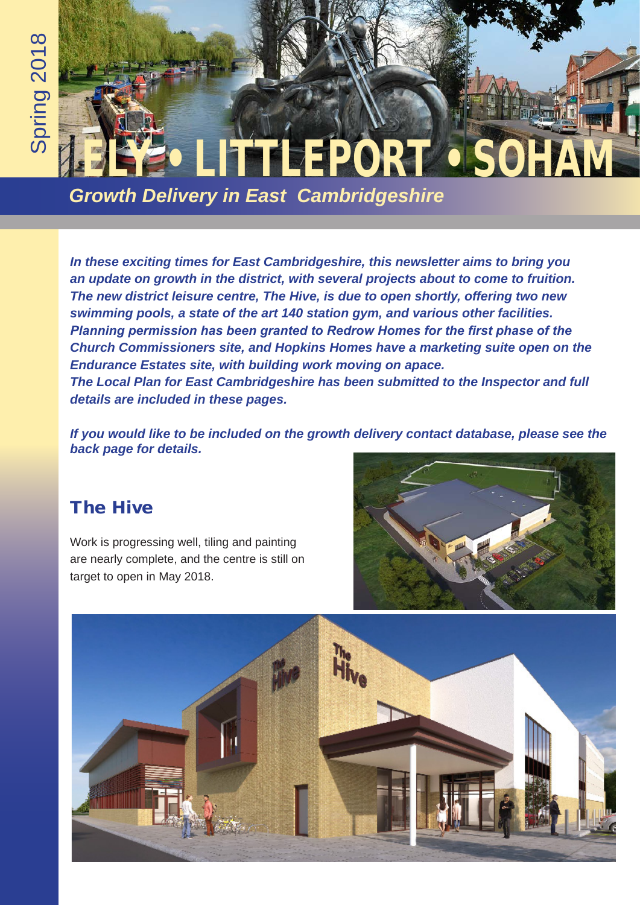Spring 2018

# ELY • LITTLEPORT • SOHAM

## *Growth Delivery in East Cambridgeshire*

***In these exciting times for East Cambridgeshire, this newsletter aims to bring you an update on growth in the district, with several projects about to come to fruition. The new district leisure centre, The Hive, is due to open shortly, offering two new swimming pools, a state of the art 140 station gym, and various other facilities. Planning permission has been granted to Redrow Homes for the first phase of the Church Commissioners site, and Hopkins Homes have a marketing suite open on the Endurance Estates site, with building work moving on apace.***
***The Local Plan for East Cambridgeshire has been submitted to the Inspector and full details are included in these pages.***

***If you would like to be included on the growth delivery contact database, please see the back page for details.***

## The Hive

Work is progressing well, tiling and painting are nearly complete, and the centre is still on target to open in May 2018.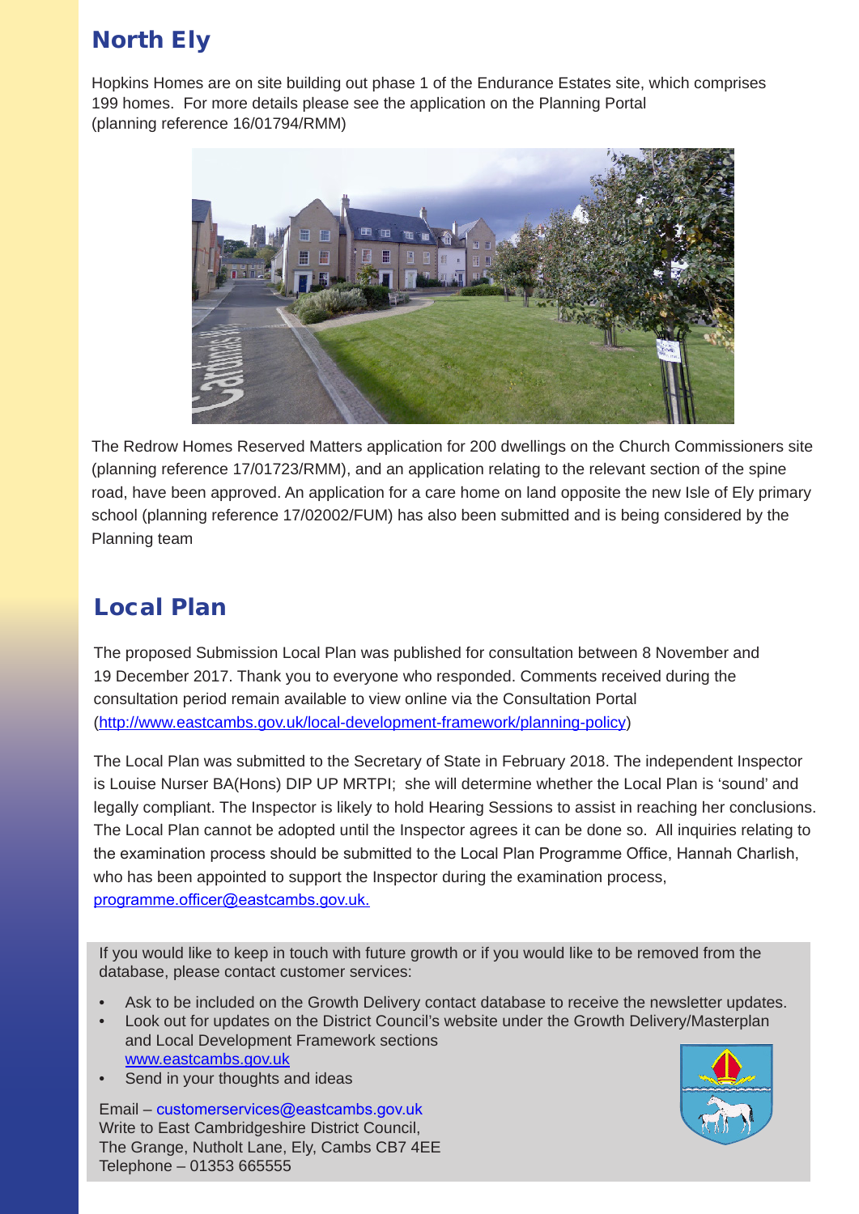## North Ely

Hopkins Homes are on site building out phase 1 of the Endurance Estates site, which comprises 199 homes. For more details please see the application on the Planning Portal (planning reference 16/01794/RMM)

The Redrow Homes Reserved Matters application for 200 dwellings on the Church Commissioners site (planning reference 17/01723/RMM), and an application relating to the relevant section of the spine road, have been approved. An application for a care home on land opposite the new Isle of Ely primary school (planning reference 17/02002/FUM) has also been submitted and is being considered by the Planning team

## Local Plan

The proposed Submission Local Plan was published for consultation between 8 November and 19 December 2017. Thank you to everyone who responded. Comments received during the consultation period remain available to view online via the Consultation Portal (http://www.eastcambs.gov.uk/local-development-framework/planning-policy)

The Local Plan was submitted to the Secretary of State in February 2018. The independent Inspector is Louise Nurser BA(Hons) DIP UP MRTPI; she will determine whether the Local Plan is 'sound' and legally compliant. The Inspector is likely to hold Hearing Sessions to assist in reaching her conclusions. The Local Plan cannot be adopted until the Inspector agrees it can be done so. All inquiries relating to the examination process should be submitted to the Local Plan Programme Office, Hannah Charlish, who has been appointed to support the Inspector during the examination process, programme.officer@eastcambs.gov.uk.

If you would like to keep in touch with future growth or if you would like to be removed from the database, please contact customer services:

- Ask to be included on the Growth Delivery contact database to receive the newsletter updates.
- Look out for updates on the District Council's website under the Growth Delivery/Masterplan and Local Development Framework sections www.eastcambs.gov.uk
- Send in your thoughts and ideas

Email – customerservices@eastcambs.gov.uk
Write to East Cambridgeshire District Council,
The Grange, Nutholt Lane, Ely, Cambs CB7 4EE
Telephone – 01353 665555